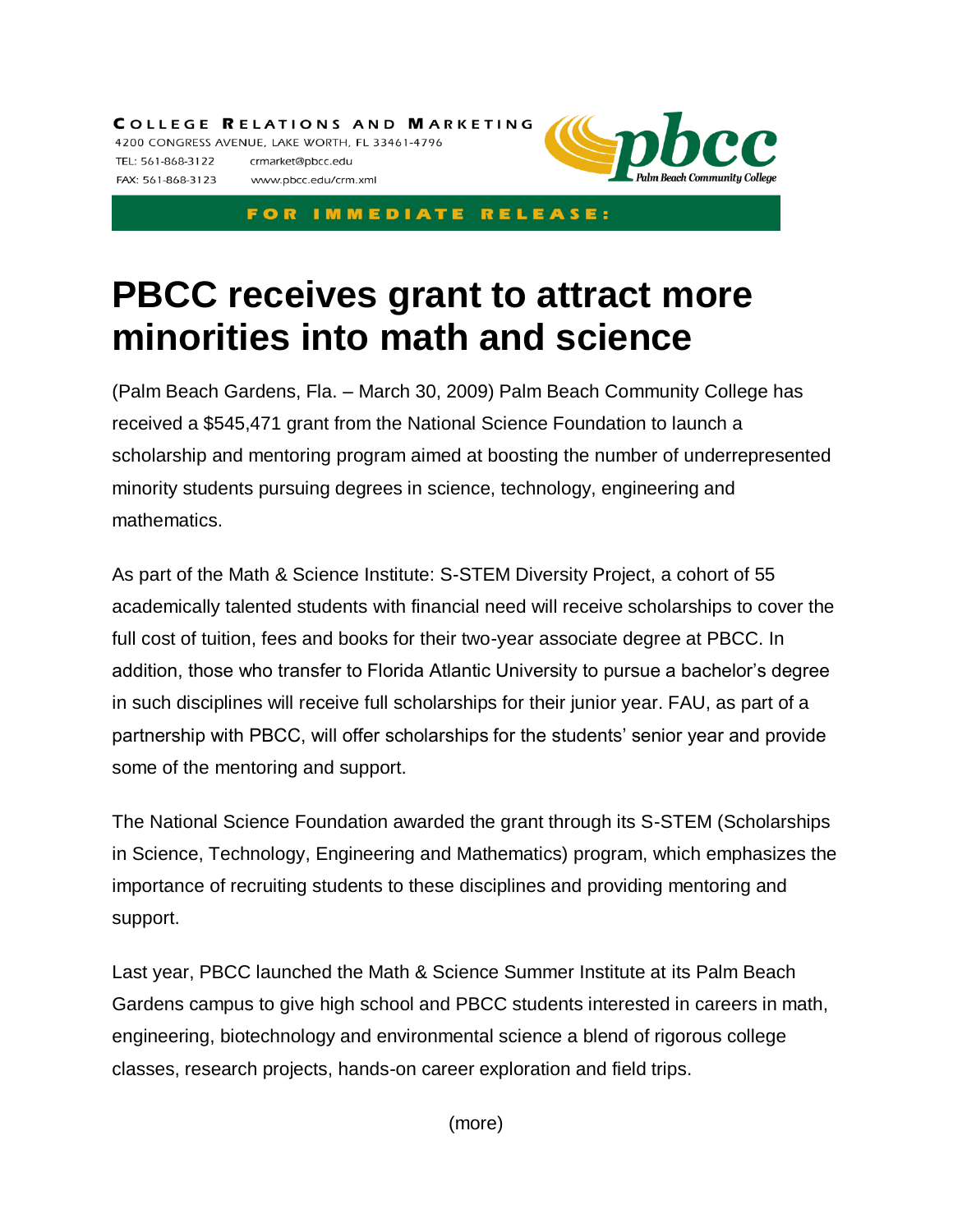COLLEGE RELATIONS AND MARKETING
4200 CONGRESS AVENUE, LAKE WORTH, FL 33461-4796
TEL: 561-868-3122 crmarket@pbcc.edu
FAX: 561-868-3123 www.pbcc.edu/crm.xml

pbcc
Palm Beach Community College

FOR IMMEDIATE RELEASE:

# PBCC receives grant to attract more minorities into math and science

(Palm Beach Gardens, Fla. – March 30, 2009) Palm Beach Community College has received a $545,471 grant from the National Science Foundation to launch a scholarship and mentoring program aimed at boosting the number of underrepresented minority students pursuing degrees in science, technology, engineering and mathematics.

As part of the Math & Science Institute: S-STEM Diversity Project, a cohort of 55 academically talented students with financial need will receive scholarships to cover the full cost of tuition, fees and books for their two-year associate degree at PBCC. In addition, those who transfer to Florida Atlantic University to pursue a bachelor's degree in such disciplines will receive full scholarships for their junior year. FAU, as part of a partnership with PBCC, will offer scholarships for the students' senior year and provide some of the mentoring and support.

The National Science Foundation awarded the grant through its S-STEM (Scholarships in Science, Technology, Engineering and Mathematics) program, which emphasizes the importance of recruiting students to these disciplines and providing mentoring and support.

Last year, PBCC launched the Math & Science Summer Institute at its Palm Beach Gardens campus to give high school and PBCC students interested in careers in math, engineering, biotechnology and environmental science a blend of rigorous college classes, research projects, hands-on career exploration and field trips.

(more)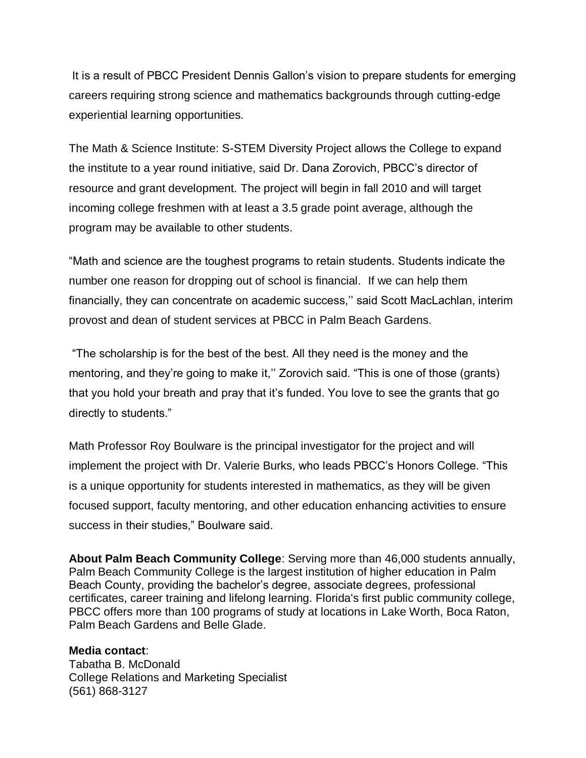It is a result of PBCC President Dennis Gallon's vision to prepare students for emerging careers requiring strong science and mathematics backgrounds through cutting-edge experiential learning opportunities.

The Math & Science Institute: S-STEM Diversity Project allows the College to expand the institute to a year round initiative, said Dr. Dana Zorovich, PBCC's director of resource and grant development. The project will begin in fall 2010 and will target incoming college freshmen with at least a 3.5 grade point average, although the program may be available to other students.

"Math and science are the toughest programs to retain students. Students indicate the number one reason for dropping out of school is financial. If we can help them financially, they can concentrate on academic success,'' said Scott MacLachlan, interim provost and dean of student services at PBCC in Palm Beach Gardens.

"The scholarship is for the best of the best. All they need is the money and the mentoring, and they're going to make it,'' Zorovich said. "This is one of those (grants) that you hold your breath and pray that it's funded. You love to see the grants that go directly to students."

Math Professor Roy Boulware is the principal investigator for the project and will implement the project with Dr. Valerie Burks, who leads PBCC's Honors College. "This is a unique opportunity for students interested in mathematics, as they will be given focused support, faculty mentoring, and other education enhancing activities to ensure success in their studies," Boulware said.

**About Palm Beach Community College**: Serving more than 46,000 students annually, Palm Beach Community College is the largest institution of higher education in Palm Beach County, providing the bachelor's degree, associate degrees, professional certificates, career training and lifelong learning. Florida's first public community college, PBCC offers more than 100 programs of study at locations in Lake Worth, Boca Raton, Palm Beach Gardens and Belle Glade.

**Media contact**:
Tabatha B. McDonald
College Relations and Marketing Specialist
(561) 868-3127